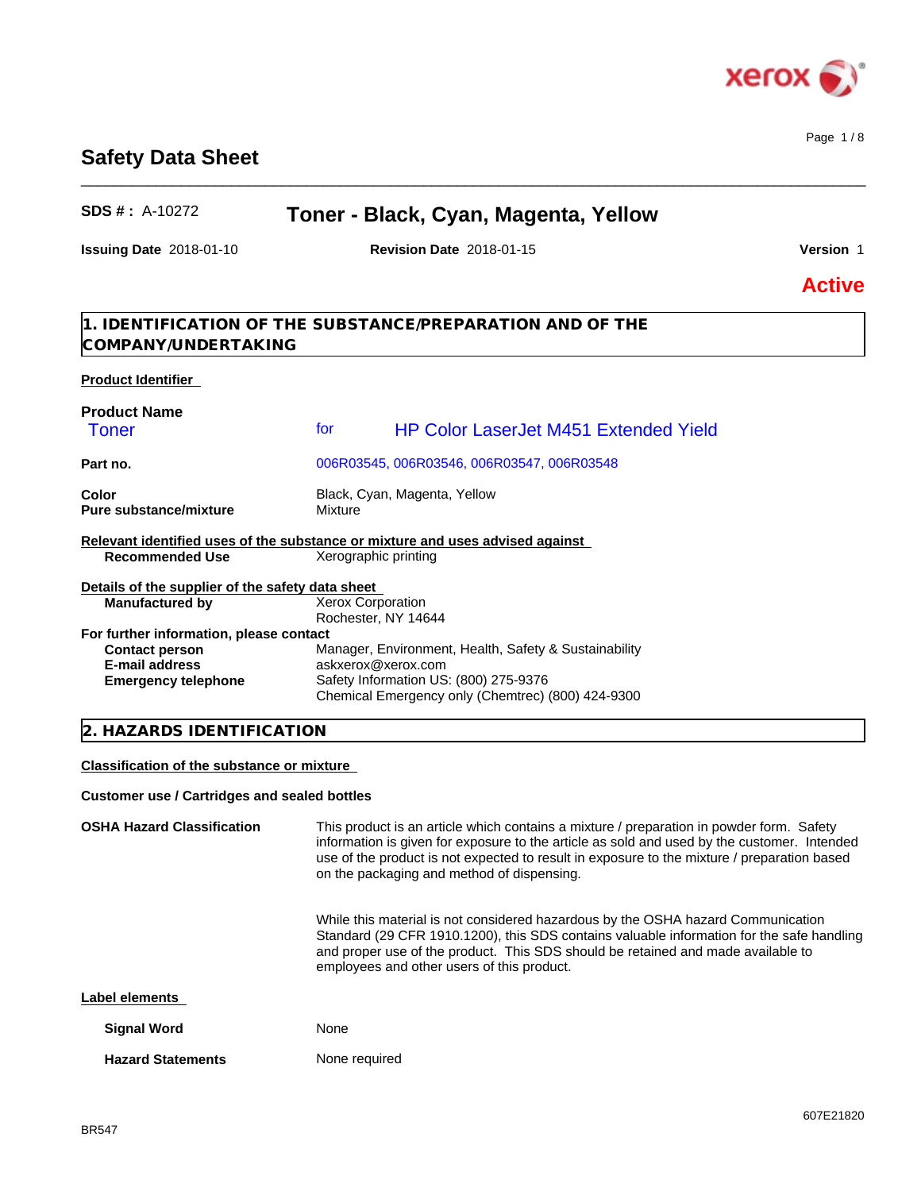# Safety Data Sheet

**SDS # :** A-10272

## Toner - Black, Cyan, Magenta, Yellow

**Issuing Date** 2018-01-10 **Revision Date** 2018-01-15 **Version** 1

**Active**

## 1. IDENTIFICATION OF THE SUBSTANCE/PREPARATION AND OF THE COMPANY/UNDERTAKING

**Product Identifier**

**Product Name**

Toner for HP Color LaserJet M451 Extended Yield

| | |
|---|---|
| **Part no.** | 006R03545, 006R03546, 006R03547, 006R03548 |
| **Color** | Black, Cyan, Magenta, Yellow |
| **Pure substance/mixture** | Mixture |

**Relevant identified uses of the substance or mixture and uses advised against**

| | |
|---|---|
| **Recommended Use** | Xerographic printing |

**Details of the supplier of the safety data sheet**

| | |
|---|---|
| **Manufactured by** | Xerox Corporation<br>Rochester, NY 14644 |

**For further information, please contact**

| | |
|---|---|
| **Contact person** | Manager, Environment, Health, Safety & Sustainability |
| **E-mail address** | askxerox@xerox.com |
| **Emergency telephone** | Safety Information US: (800) 275-9376<br>Chemical Emergency only (Chemtrec) (800) 424-9300 |

## 2. HAZARDS IDENTIFICATION

**Classification of the substance or mixture**

**Customer use / Cartridges and sealed bottles**

**OSHA Hazard Classification**

This product is an article which contains a mixture / preparation in powder form. Safety information is given for exposure to the article as sold and used by the customer. Intended use of the product is not expected to result in exposure to the mixture / preparation based on the packaging and method of dispensing.

While this material is not considered hazardous by the OSHA hazard Communication Standard (29 CFR 1910.1200), this SDS contains valuable information for the safe handling and proper use of the product. This SDS should be retained and made available to employees and other users of this product.

**Label elements**

| | |
|---|---|
| **Signal Word** | None |
| **Hazard Statements** | None required |

BR547

607E21820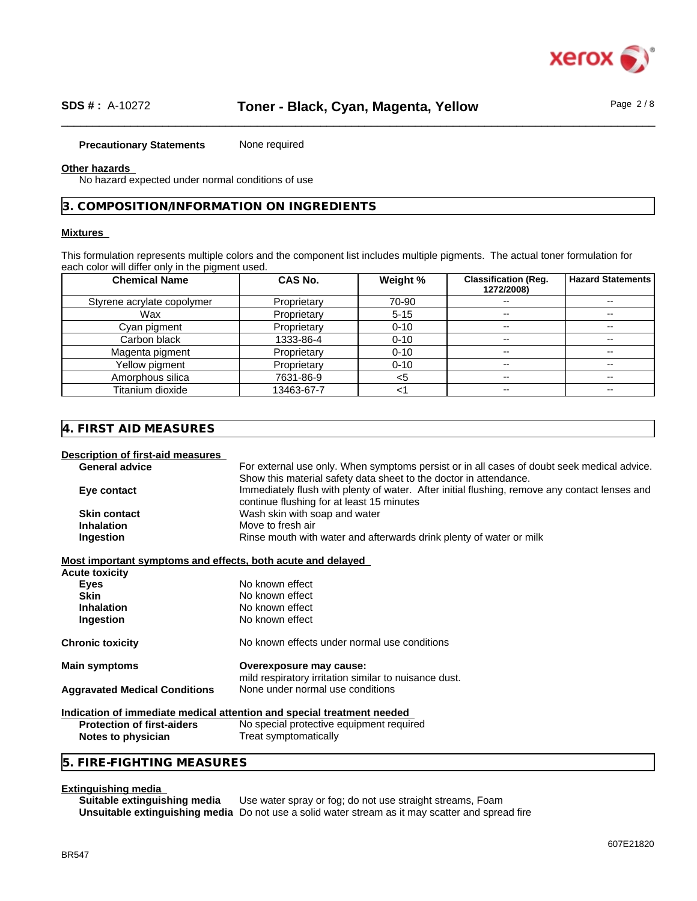**Precautionary Statements** None required

**Other hazards**

No hazard expected under normal conditions of use

## 3. COMPOSITION/INFORMATION ON INGREDIENTS

**Mixtures**

This formulation represents multiple colors and the component list includes multiple pigments. The actual toner formulation for each color will differ only in the pigment used.

| Chemical Name | CAS No. | Weight % | Classification (Reg. 1272/2008) | Hazard Statements |
|---|---|---|---|---|
| Styrene acrylate copolymer | Proprietary | 70-90 | -- | -- |
| Wax | Proprietary | 5-15 | -- | -- |
| Cyan pigment | Proprietary | 0-10 | -- | -- |
| Carbon black | 1333-86-4 | 0-10 | -- | -- |
| Magenta pigment | Proprietary | 0-10 | -- | -- |
| Yellow pigment | Proprietary | 0-10 | -- | -- |
| Amorphous silica | 7631-86-9 | <5 | -- | -- |
| Titanium dioxide | 13463-67-7 | <1 | -- | -- |

## 4. FIRST AID MEASURES

**Description of first-aid measures**

**General advice** For external use only. When symptoms persist or in all cases of doubt seek medical advice. Show this material safety data sheet to the doctor in attendance.

**Eye contact** Immediately flush with plenty of water. After initial flushing, remove any contact lenses and continue flushing for at least 15 minutes

**Skin contact** Wash skin with soap and water

**Inhalation** Move to fresh air

**Ingestion** Rinse mouth with water and afterwards drink plenty of water or milk

**Most important symptoms and effects, both acute and delayed**

**Acute toxicity**

**Eyes** No known effect

**Skin** No known effect

**Inhalation** No known effect

**Ingestion** No known effect

**Chronic toxicity** No known effects under normal use conditions

**Main symptoms** **Overexposure may cause:**
mild respiratory irritation similar to nuisance dust.

**Aggravated Medical Conditions** None under normal use conditions

**Indication of immediate medical attention and special treatment needed**

**Protection of first-aiders** No special protective equipment required

**Notes to physician** Treat symptomatically

## 5. FIRE-FIGHTING MEASURES

**Extinguishing media**

**Suitable extinguishing media** Use water spray or fog; do not use straight streams, Foam

**Unsuitable extinguishing media** Do not use a solid water stream as it may scatter and spread fire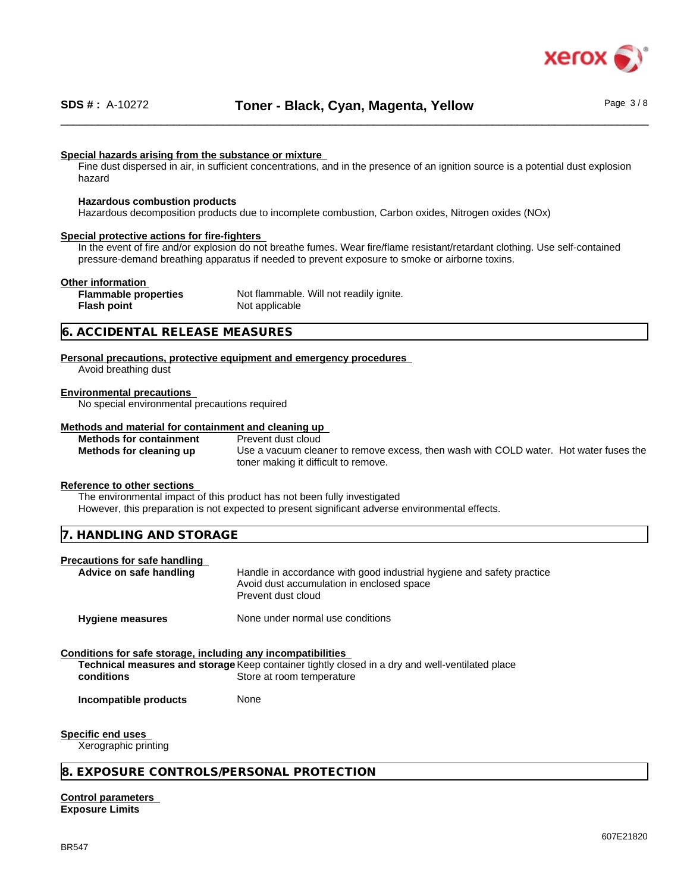**Special hazards arising from the substance or mixture**

Fine dust dispersed in air, in sufficient concentrations, and in the presence of an ignition source is a potential dust explosion hazard

**Hazardous combustion products**

Hazardous decomposition products due to incomplete combustion, Carbon oxides, Nitrogen oxides (NOx)

**Special protective actions for fire-fighters**

In the event of fire and/or explosion do not breathe fumes. Wear fire/flame resistant/retardant clothing. Use self-contained pressure-demand breathing apparatus if needed to prevent exposure to smoke or airborne toxins.

**Other information**

| | |
|---|---|
| **Flammable properties** | Not flammable. Will not readily ignite. |
| **Flash point** | Not applicable |

## 6. ACCIDENTAL RELEASE MEASURES

**Personal precautions, protective equipment and emergency procedures**

Avoid breathing dust

**Environmental precautions**

No special environmental precautions required

**Methods and material for containment and cleaning up**

| | |
|---|---|
| **Methods for containment** | Prevent dust cloud |
| **Methods for cleaning up** | Use a vacuum cleaner to remove excess, then wash with COLD water. Hot water fuses the toner making it difficult to remove. |

**Reference to other sections**

The environmental impact of this product has not been fully investigated
However, this preparation is not expected to present significant adverse environmental effects.

## 7. HANDLING AND STORAGE

**Precautions for safe handling**

| | |
|---|---|
| **Advice on safe handling** | Handle in accordance with good industrial hygiene and safety practice<br>Avoid dust accumulation in enclosed space<br>Prevent dust cloud |
| **Hygiene measures** | None under normal use conditions |

**Conditions for safe storage, including any incompatibilities**

| | |
|---|---|
| **Technical measures and storage conditions** | Keep container tightly closed in a dry and well-ventilated place<br>Store at room temperature |
| **Incompatible products** | None |

**Specific end uses**

Xerographic printing

## 8. EXPOSURE CONTROLS/PERSONAL PROTECTION

**Control parameters**

**Exposure Limits**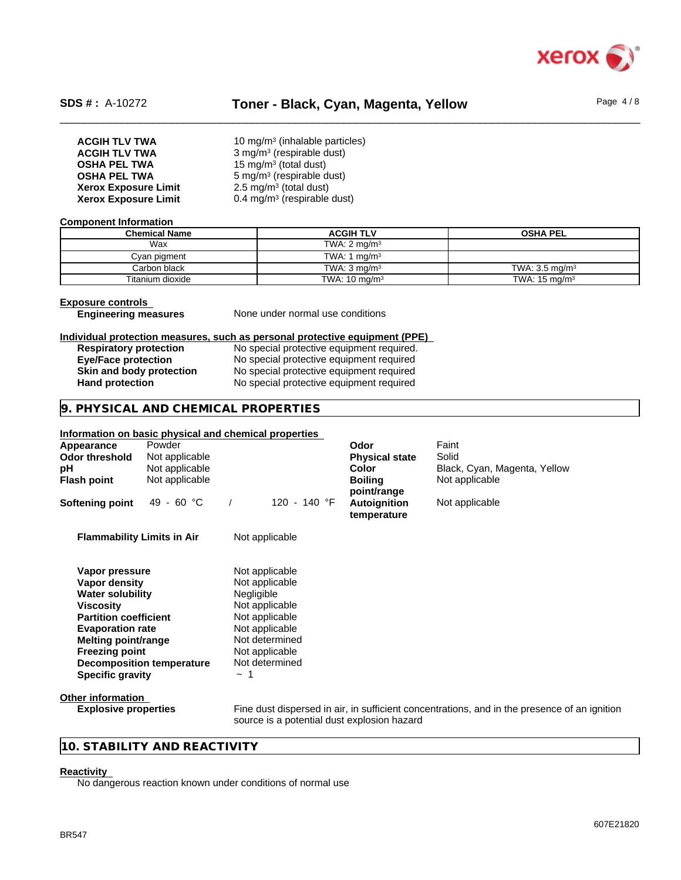| | |
|---|---|
| **ACGIH TLV TWA** | 10 mg/m³ (inhalable particles) |
| **ACGIH TLV TWA** | 3 mg/m³ (respirable dust) |
| **OSHA PEL TWA** | 15 mg/m³ (total dust) |
| **OSHA PEL TWA** | 5 mg/m³ (respirable dust) |
| **Xerox Exposure Limit** | 2.5 mg/m³ (total dust) |
| **Xerox Exposure Limit** | 0.4 mg/m³ (respirable dust) |

**Component Information**

| Chemical Name | ACGIH TLV | OSHA PEL |
|---|---|---|
| Wax | TWA: 2 mg/m³ | |
| Cyan pigment | TWA: 1 mg/m³ | |
| Carbon black | TWA: 3 mg/m³ | TWA: 3.5 mg/m³ |
| Titanium dioxide | TWA: 10 mg/m³ | TWA: 15 mg/m³ |

**Exposure controls**

**Engineering measures** None under normal use conditions

**Individual protection measures, such as personal protective equipment (PPE)**

| | |
|---|---|
| **Respiratory protection** | No special protective equipment required. |
| **Eye/Face protection** | No special protective equipment required |
| **Skin and body protection** | No special protective equipment required |
| **Hand protection** | No special protective equipment required |

## 9. PHYSICAL AND CHEMICAL PROPERTIES

**Information on basic physical and chemical properties**

| | | | |
|---|---|---|---|
| **Appearance** | Powder | **Odor** | Faint |
| **Odor threshold** | Not applicable | **Physical state** | Solid |
| **pH** | Not applicable | **Color** | Black, Cyan, Magenta, Yellow |
| **Flash point** | Not applicable | **Boiling point/range** | Not applicable |
| **Softening point** | 49 - 60 °C / 120 - 140 °F | **Autoignition temperature** | Not applicable |

**Flammability Limits in Air** Not applicable

| | |
|---|---|
| **Vapor pressure** | Not applicable |
| **Vapor density** | Not applicable |
| **Water solubility** | Negligible |
| **Viscosity** | Not applicable |
| **Partition coefficient** | Not applicable |
| **Evaporation rate** | Not applicable |
| **Melting point/range** | Not determined |
| **Freezing point** | Not applicable |
| **Decomposition temperature** | Not determined |
| **Specific gravity** | ~ 1 |

**Other information**

**Explosive properties** Fine dust dispersed in air, in sufficient concentrations, and in the presence of an ignition source is a potential dust explosion hazard

## 10. STABILITY AND REACTIVITY

**Reactivity**

No dangerous reaction known under conditions of normal use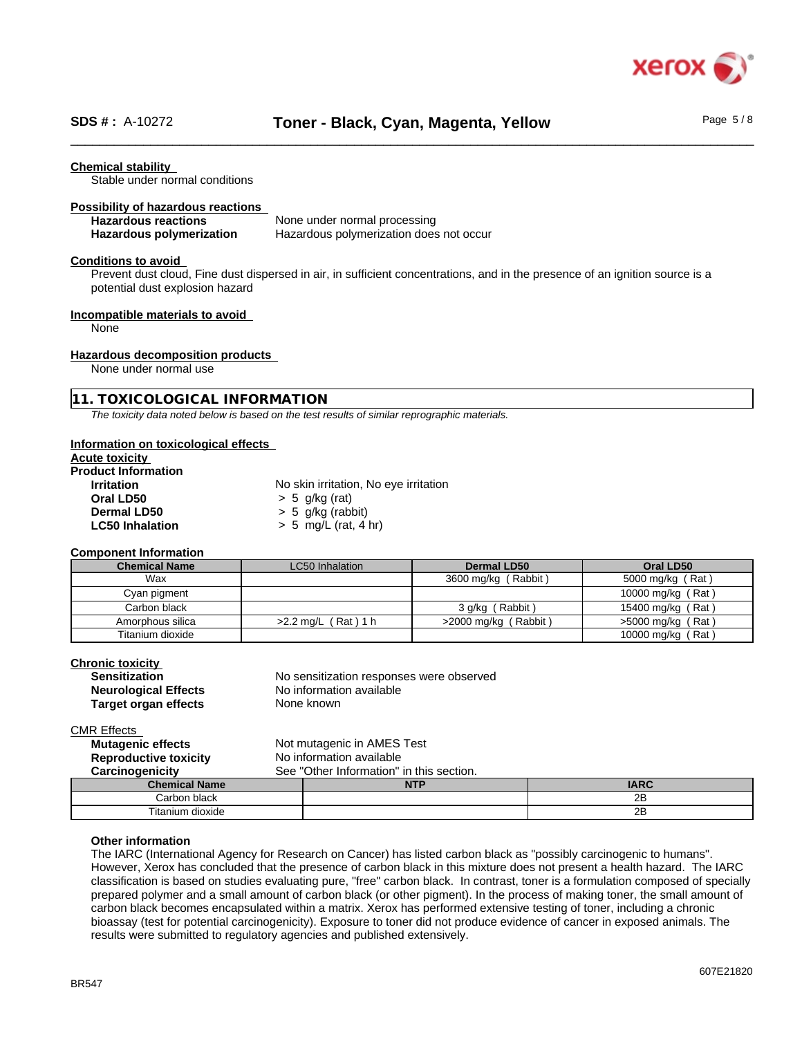**Chemical stability**

Stable under normal conditions

**Possibility of hazardous reactions**

**Hazardous reactions** None under normal processing

**Hazardous polymerization** Hazardous polymerization does not occur

**Conditions to avoid**

Prevent dust cloud, Fine dust dispersed in air, in sufficient concentrations, and in the presence of an ignition source is a potential dust explosion hazard

**Incompatible materials to avoid**

None

**Hazardous decomposition products**

None under normal use

## 11. TOXICOLOGICAL INFORMATION

*The toxicity data noted below is based on the test results of similar reprographic materials.*

**Information on toxicological effects**

**Acute toxicity**

**Product Information**

**Irritation** No skin irritation, No eye irritation

**Oral LD50** > 5 g/kg (rat)

**Dermal LD50** > 5 g/kg (rabbit)

**LC50 Inhalation** > 5 mg/L (rat, 4 hr)

**Component Information**

| Chemical Name | LC50 Inhalation | Dermal LD50 | Oral LD50 |
|---|---|---|---|
| Wax | | 3600 mg/kg ( Rabbit ) | 5000 mg/kg ( Rat ) |
| Cyan pigment | | | 10000 mg/kg ( Rat ) |
| Carbon black | | 3 g/kg ( Rabbit ) | 15400 mg/kg ( Rat ) |
| Amorphous silica | >2.2 mg/L ( Rat ) 1 h | >2000 mg/kg ( Rabbit ) | >5000 mg/kg ( Rat ) |
| Titanium dioxide | | | 10000 mg/kg ( Rat ) |

**Chronic toxicity**

**Sensitization** No sensitization responses were observed

**Neurological Effects** No information available

**Target organ effects** None known

CMR Effects

**Mutagenic effects** Not mutagenic in AMES Test

**Reproductive toxicity** No information available

**Carcinogenicity** See "Other Information" in this section.

| Chemical Name | NTP | IARC |
|---|---|---|
| Carbon black | | 2B |
| Titanium dioxide | | 2B |

**Other information**

The IARC (International Agency for Research on Cancer) has listed carbon black as "possibly carcinogenic to humans". However, Xerox has concluded that the presence of carbon black in this mixture does not present a health hazard. The IARC classification is based on studies evaluating pure, "free" carbon black. In contrast, toner is a formulation composed of specially prepared polymer and a small amount of carbon black (or other pigment). In the process of making toner, the small amount of carbon black becomes encapsulated within a matrix. Xerox has performed extensive testing of toner, including a chronic bioassay (test for potential carcinogenicity). Exposure to toner did not produce evidence of cancer in exposed animals. The results were submitted to regulatory agencies and published extensively.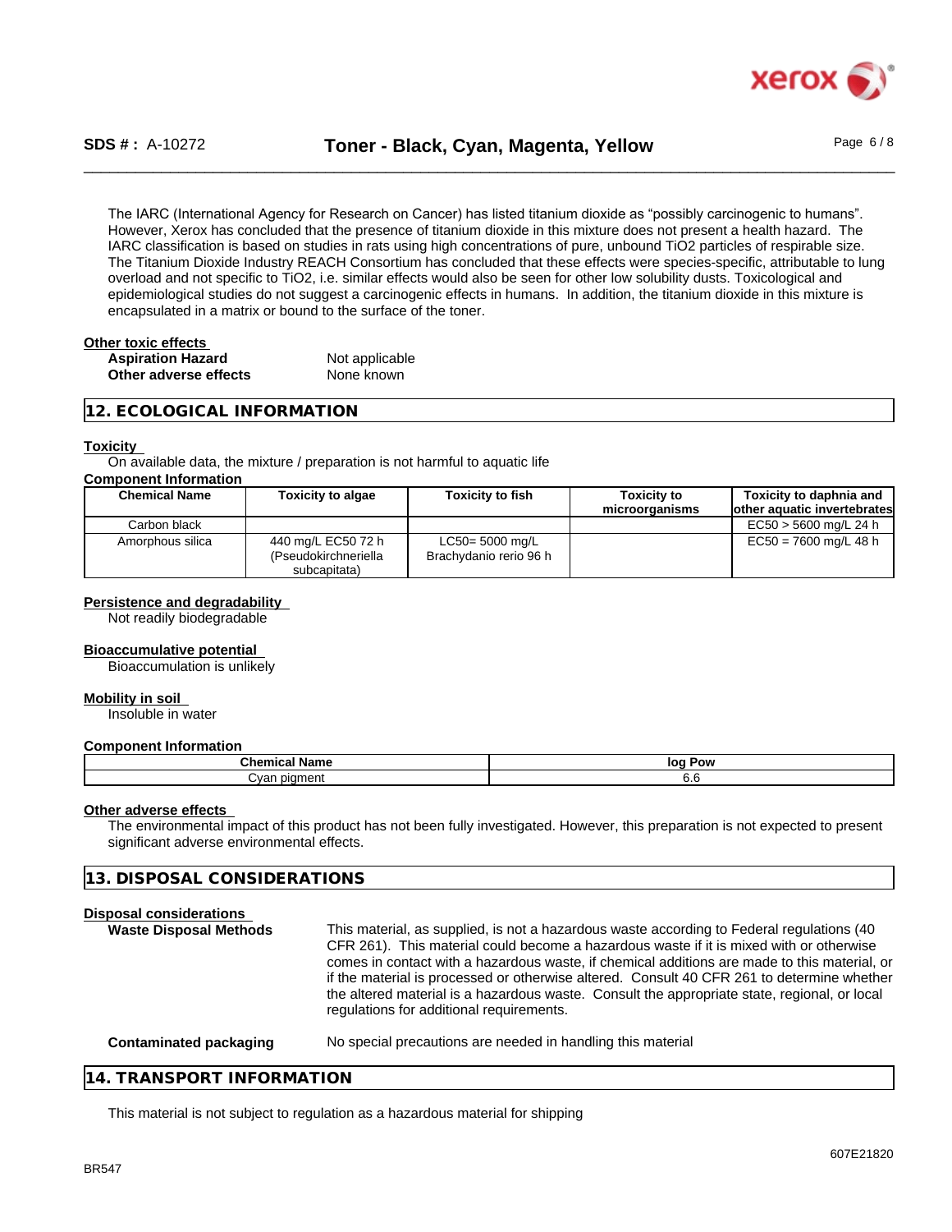The IARC (International Agency for Research on Cancer) has listed titanium dioxide as “possibly carcinogenic to humans”. However, Xerox has concluded that the presence of titanium dioxide in this mixture does not present a health hazard. The IARC classification is based on studies in rats using high concentrations of pure, unbound $TiO_2$ particles of respirable size. The Titanium Dioxide Industry REACH Consortium has concluded that these effects were species-specific, attributable to lung overload and not specific to $TiO_2$, i.e. similar effects would also be seen for other low solubility dusts. Toxicological and epidemiological studies do not suggest a carcinogenic effects in humans. In addition, the titanium dioxide in this mixture is encapsulated in a matrix or bound to the surface of the toner.

**Other toxic effects**

| | |
|---|---|
| **Aspiration Hazard** | Not applicable |
| **Other adverse effects** | None known |

## 12. ECOLOGICAL INFORMATION

**Toxicity**

On available data, the mixture / preparation is not harmful to aquatic life

**Component Information**

| Chemical Name | Toxicity to algae | Toxicity to fish | Toxicity to microorganisms | Toxicity to daphnia and other aquatic invertebrates |
|---|---|---|---|---|
| Carbon black | | | | EC50 > 5600 mg/L 24 h |
| Amorphous silica | 440 mg/L EC50 72 h (Pseudokirchneriella subcapitata) | LC50= 5000 mg/L Brachydanio rerio 96 h | | EC50 = 7600 mg/L 48 h |

**Persistence and degradability**

Not readily biodegradable

**Bioaccumulative potential**

Bioaccumulation is unlikely

**Mobility in soil**

Insoluble in water

**Component Information**

| Chemical Name | log Pow |
|---|---|
| Cyan pigment | 6.6 |

**Other adverse effects**

The environmental impact of this product has not been fully investigated. However, this preparation is not expected to present significant adverse environmental effects.

## 13. DISPOSAL CONSIDERATIONS

**Disposal considerations**

| | |
|---|---|
| **Waste Disposal Methods** | This material, as supplied, is not a hazardous waste according to Federal regulations (40 CFR 261). This material could become a hazardous waste if it is mixed with or otherwise comes in contact with a hazardous waste, if chemical additions are made to this material, or if the material is processed or otherwise altered. Consult 40 CFR 261 to determine whether the altered material is a hazardous waste. Consult the appropriate state, regional, or local regulations for additional requirements. |
| **Contaminated packaging** | No special precautions are needed in handling this material |

## 14. TRANSPORT INFORMATION

This material is not subject to regulation as a hazardous material for shipping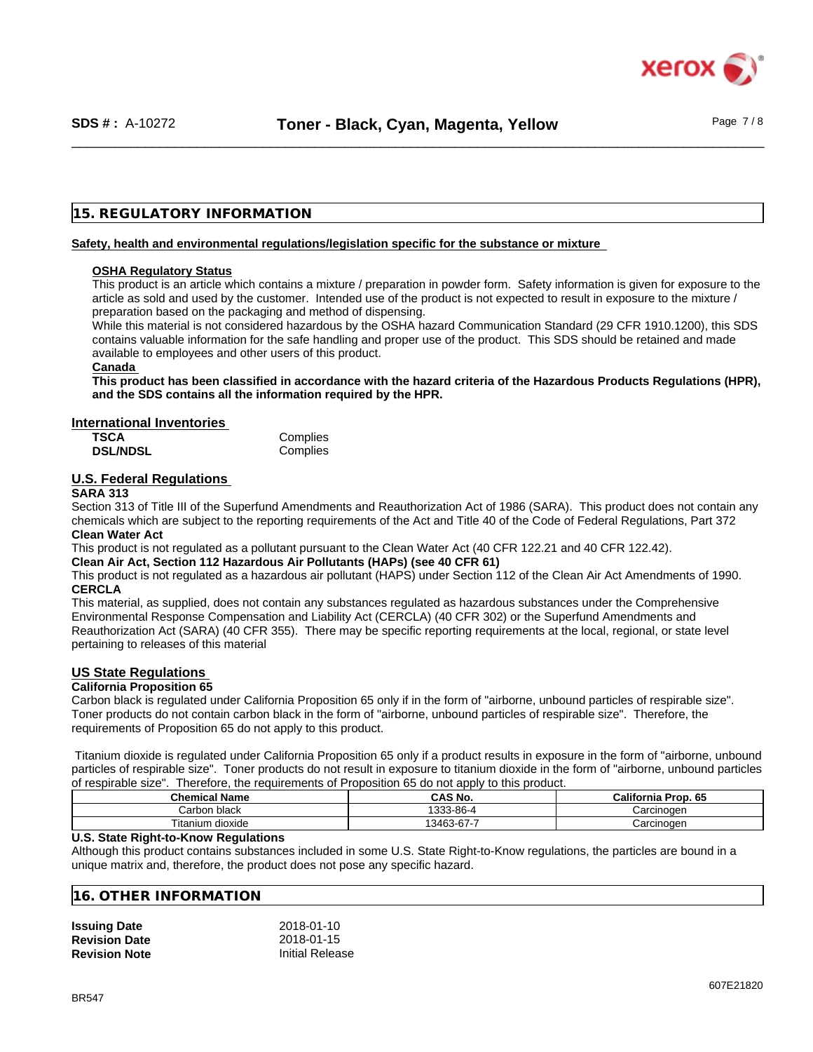## 15. REGULATORY INFORMATION

**Safety, health and environmental regulations/legislation specific for the substance or mixture**

**OSHA Regulatory Status**

This product is an article which contains a mixture / preparation in powder form. Safety information is given for exposure to the article as sold and used by the customer. Intended use of the product is not expected to result in exposure to the mixture / preparation based on the packaging and method of dispensing.

While this material is not considered hazardous by the OSHA hazard Communication Standard (29 CFR 1910.1200), this SDS contains valuable information for the safe handling and proper use of the product. This SDS should be retained and made available to employees and other users of this product.

**Canada**

**This product has been classified in accordance with the hazard criteria of the Hazardous Products Regulations (HPR), and the SDS contains all the information required by the HPR.**

**International Inventories**

| | |
|---|---|
| **TSCA** | Complies |
| **DSL/NDSL** | Complies |

**U.S. Federal Regulations**

**SARA 313**

Section 313 of Title III of the Superfund Amendments and Reauthorization Act of 1986 (SARA). This product does not contain any chemicals which are subject to the reporting requirements of the Act and Title 40 of the Code of Federal Regulations, Part 372

**Clean Water Act**

This product is not regulated as a pollutant pursuant to the Clean Water Act (40 CFR 122.21 and 40 CFR 122.42).

**Clean Air Act, Section 112 Hazardous Air Pollutants (HAPs) (see 40 CFR 61)**

This product is not regulated as a hazardous air pollutant (HAPS) under Section 112 of the Clean Air Act Amendments of 1990.

**CERCLA**

This material, as supplied, does not contain any substances regulated as hazardous substances under the Comprehensive Environmental Response Compensation and Liability Act (CERCLA) (40 CFR 302) or the Superfund Amendments and Reauthorization Act (SARA) (40 CFR 355). There may be specific reporting requirements at the local, regional, or state level pertaining to releases of this material

**US State Regulations**

**California Proposition 65**

Carbon black is regulated under California Proposition 65 only if in the form of "airborne, unbound particles of respirable size". Toner products do not contain carbon black in the form of "airborne, unbound particles of respirable size". Therefore, the requirements of Proposition 65 do not apply to this product.

Titanium dioxide is regulated under California Proposition 65 only if a product results in exposure in the form of "airborne, unbound particles of respirable size". Toner products do not result in exposure to titanium dioxide in the form of "airborne, unbound particles of respirable size". Therefore, the requirements of Proposition 65 do not apply to this product.

| Chemical Name | CAS No. | California Prop. 65 |
|---|---|---|
| Carbon black | 1333-86-4 | Carcinogen |
| Titanium dioxide | 13463-67-7 | Carcinogen |

**U.S. State Right-to-Know Regulations**

Although this product contains substances included in some U.S. State Right-to-Know regulations, the particles are bound in a unique matrix and, therefore, the product does not pose any specific hazard.

## 16. OTHER INFORMATION

| | |
|---|---|
| **Issuing Date** | 2018-01-10 |
| **Revision Date** | 2018-01-15 |
| **Revision Note** | Initial Release |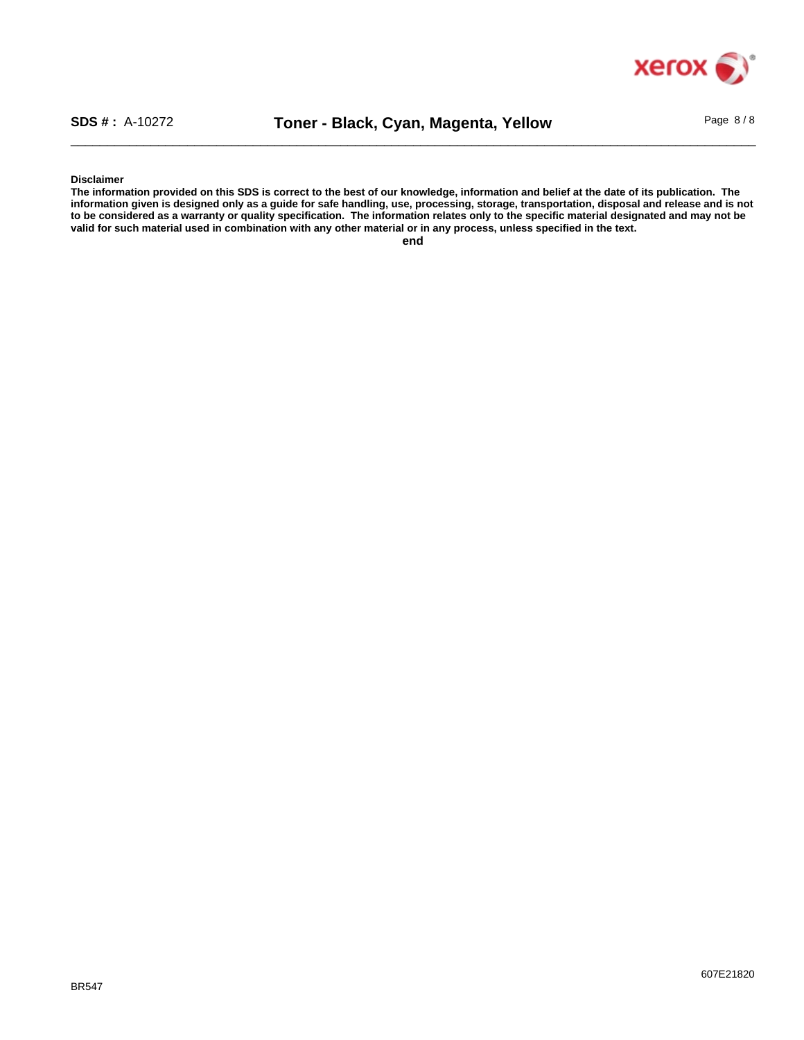**Disclaimer**

**The information provided on this SDS is correct to the best of our knowledge, information and belief at the date of its publication. The information given is designed only as a guide for safe handling, use, processing, storage, transportation, disposal and release and is not to be considered as a warranty or quality specification. The information relates only to the specific material designated and may not be valid for such material used in combination with any other material or in any process, unless specified in the text.**

**end**